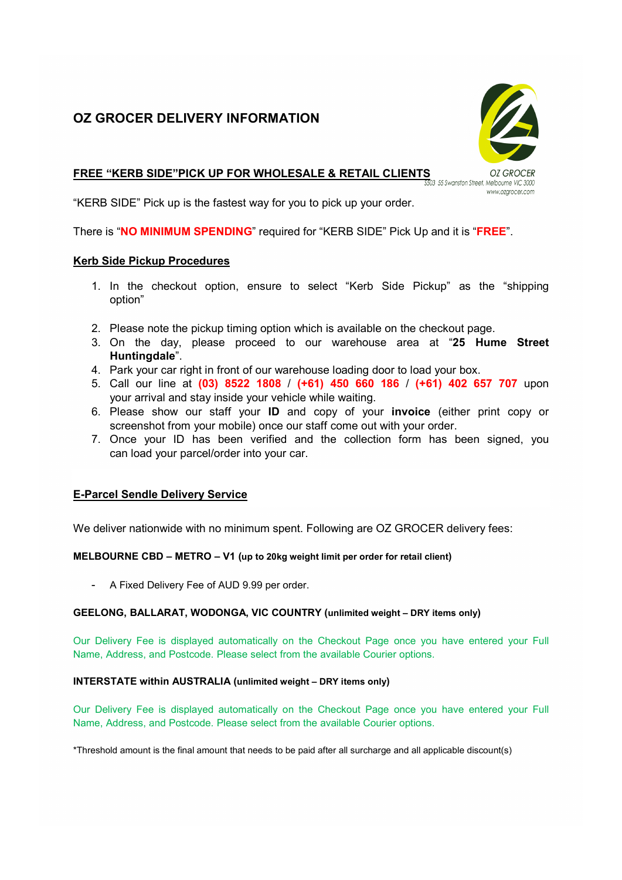# OZ GROCER DELIVERY INFORMATION

OZ GROCER
S503 55 Swanston Street, Melbourne VIC 3000
www.ozgrocer.com

## FREE "KERB SIDE"PICK UP FOR WHOLESALE & RETAIL CLIENTS

"KERB SIDE" Pick up is the fastest way for you to pick up your order.

There is "**NO MINIMUM SPENDING**" required for "KERB SIDE" Pick Up and it is "**FREE**".

### Kerb Side Pickup Procedures

1. In the checkout option, ensure to select "Kerb Side Pickup" as the "shipping option"
2. Please note the pickup timing option which is available on the checkout page.
3. On the day, please proceed to our warehouse area at "**25 Hume Street Huntingdale**".
4. Park your car right in front of our warehouse loading door to load your box.
5. Call our line at **(03) 8522 1808** / **(+61) 450 660 186** / **(+61) 402 657 707** upon your arrival and stay inside your vehicle while waiting.
6. Please show our staff your **ID** and copy of your **invoice** (either print copy or screenshot from your mobile) once our staff come out with your order.
7. Once your ID has been verified and the collection form has been signed, you can load your parcel/order into your car.

## E-Parcel Sendle Delivery Service

We deliver nationwide with no minimum spent. Following are OZ GROCER delivery fees:

**MELBOURNE CBD – METRO – V1 (up to 20kg weight limit per order for retail client)**

- A Fixed Delivery Fee of AUD 9.99 per order.

**GEELONG, BALLARAT, WODONGA, VIC COUNTRY (unlimited weight – DRY items only)**

Our Delivery Fee is displayed automatically on the Checkout Page once you have entered your Full Name, Address, and Postcode. Please select from the available Courier options.

**INTERSTATE within AUSTRALIA (unlimited weight – DRY items only)**

Our Delivery Fee is displayed automatically on the Checkout Page once you have entered your Full Name, Address, and Postcode. Please select from the available Courier options.

*Threshold amount is the final amount that needs to be paid after all surcharge and all applicable discount(s)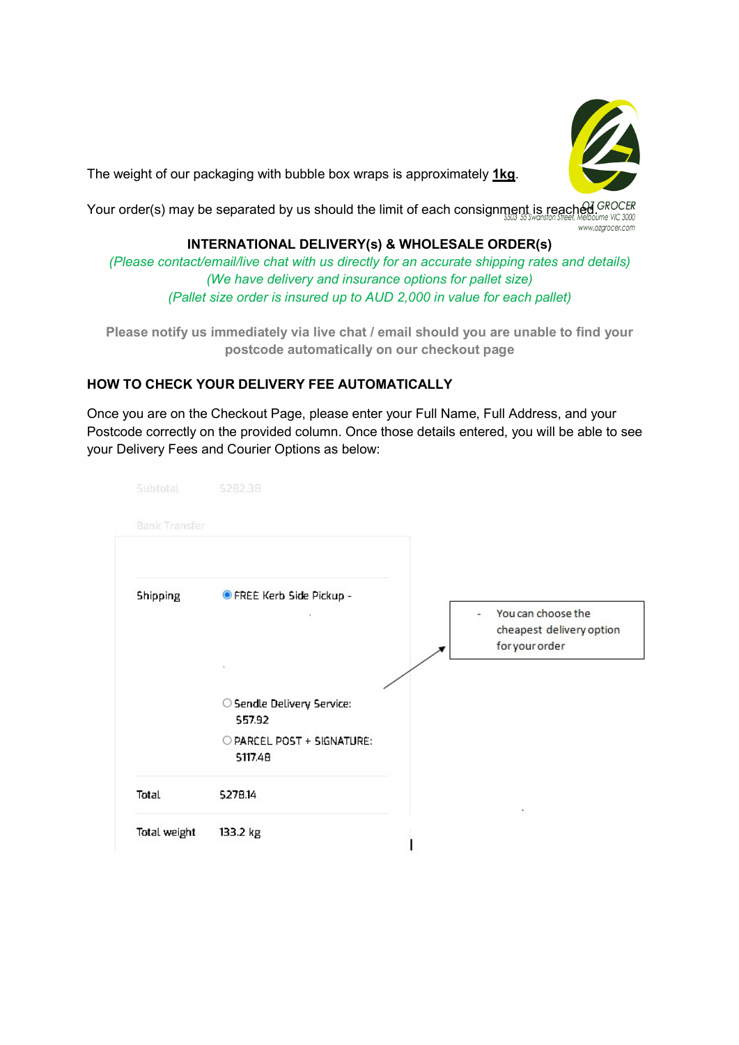The weight of our packaging with bubble box wraps is approximately **1kg**.

Your order(s) may be separated by us should the limit of each consignment is reached.

OZ GROCER
5503 55 Swanston Street, Melbourne VIC 3000
www.ozgrocer.com

**INTERNATIONAL DELIVERY(s) & WHOLESALE ORDER(s)**

*(Please contact/email/live chat with us directly for an accurate shipping rates and details)*
*(We have delivery and insurance options for pallet size)*
*(Pallet size order is insured up to AUD 2,000 in value for each pallet)*

**Please notify us immediately via live chat / email should you are unable to find your postcode automatically on our checkout page**

**HOW TO CHECK YOUR DELIVERY FEE AUTOMATICALLY**

Once you are on the Checkout Page, please enter your Full Name, Full Address, and your Postcode correctly on the provided column. Once those details entered, you will be able to see your Delivery Fees and Courier Options as below:

| | |
|---|---|
| Subtotal | $282.38 |
| Bank Transfer | |
| Shipping | FREE Kerb Side Pickup - <br> Sendle Delivery Service: $57.92 <br> PARCEL POST + SIGNATURE: $117.48 |
| Total | $278.14 |
| Total weight | 133.2 kg |

- You can choose the cheapest delivery option for your order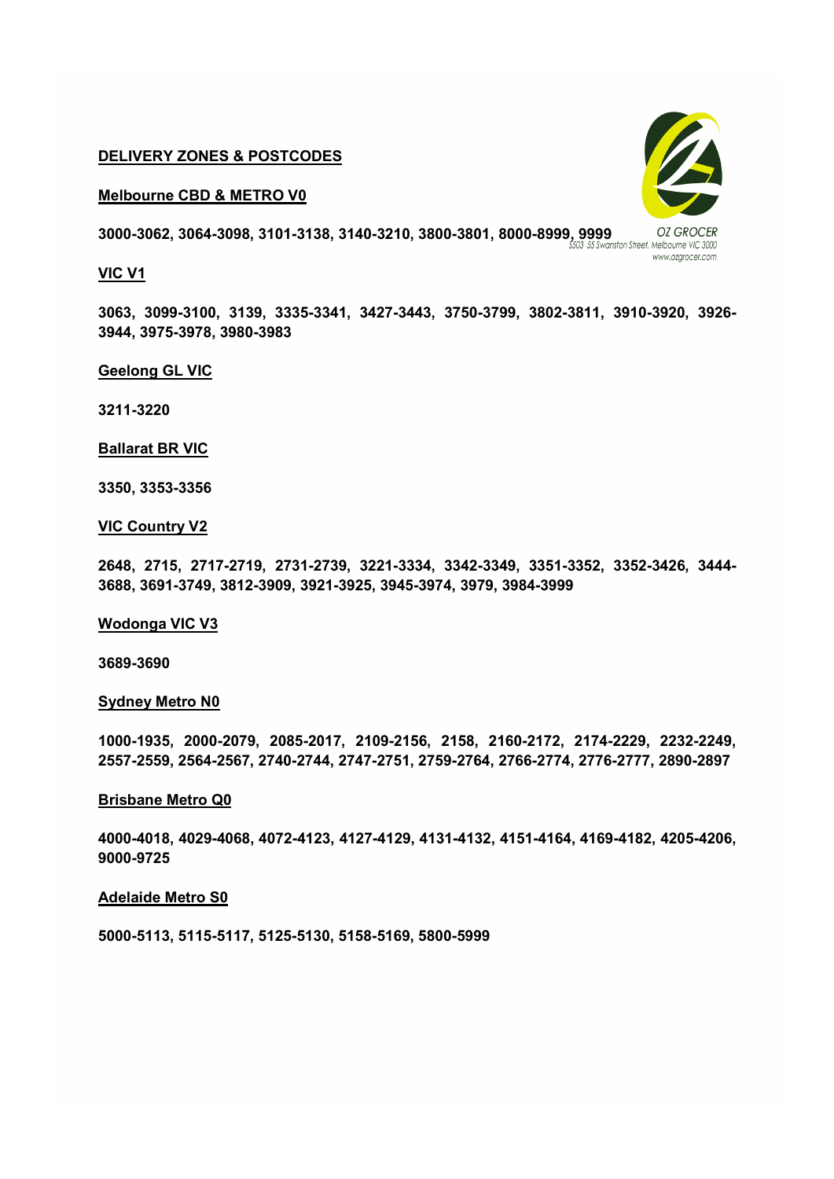## DELIVERY ZONES & POSTCODES

OZ GROCER
S503 55 Swanston Street, Melbourne VIC 3000
www.ozgrocer.com

### Melbourne CBD & METRO V0

**3000-3062, 3064-3098, 3101-3138, 3140-3210, 3800-3801, 8000-8999, 9999**

### VIC V1

**3063, 3099-3100, 3139, 3335-3341, 3427-3443, 3750-3799, 3802-3811, 3910-3920, 3926-3944, 3975-3978, 3980-3983**

### Geelong GL VIC

**3211-3220**

### Ballarat BR VIC

**3350, 3353-3356**

### VIC Country V2

**2648, 2715, 2717-2719, 2731-2739, 3221-3334, 3342-3349, 3351-3352, 3352-3426, 3444-3688, 3691-3749, 3812-3909, 3921-3925, 3945-3974, 3979, 3984-3999**

### Wodonga VIC V3

**3689-3690**

### Sydney Metro N0

**1000-1935, 2000-2079, 2085-2017, 2109-2156, 2158, 2160-2172, 2174-2229, 2232-2249, 2557-2559, 2564-2567, 2740-2744, 2747-2751, 2759-2764, 2766-2774, 2776-2777, 2890-2897**

### Brisbane Metro Q0

**4000-4018, 4029-4068, 4072-4123, 4127-4129, 4131-4132, 4151-4164, 4169-4182, 4205-4206, 9000-9725**

### Adelaide Metro S0

**5000-5113, 5115-5117, 5125-5130, 5158-5169, 5800-5999**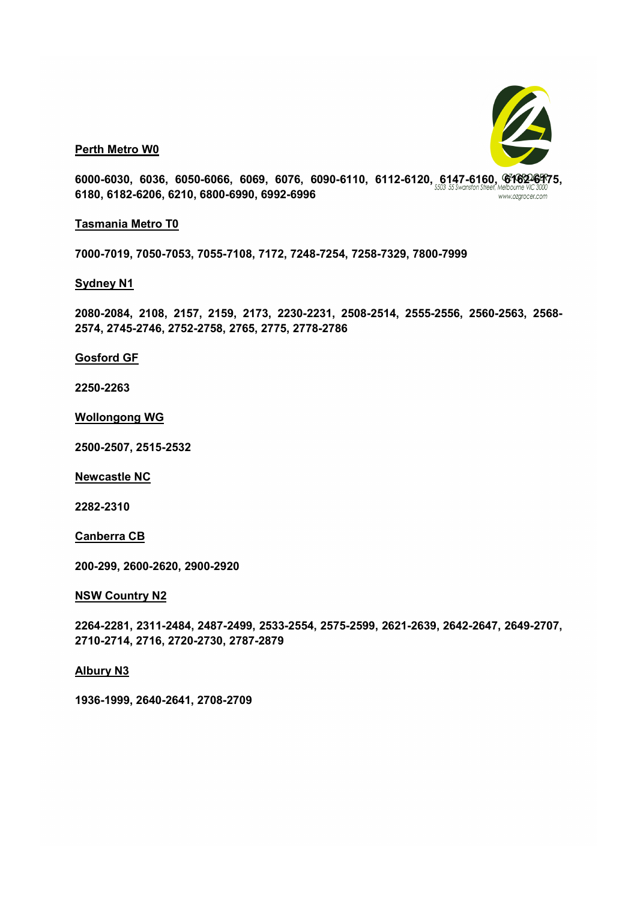**Perth Metro W0**

**6000-6030, 6036, 6050-6066, 6069, 6076, 6090-6110, 6112-6120, 6147-6160, 6162-6175, 6180, 6182-6206, 6210, 6800-6990, 6992-6996**

**Tasmania Metro T0**

**7000-7019, 7050-7053, 7055-7108, 7172, 7248-7254, 7258-7329, 7800-7999**

**Sydney N1**

**2080-2084, 2108, 2157, 2159, 2173, 2230-2231, 2508-2514, 2555-2556, 2560-2563, 2568-2574, 2745-2746, 2752-2758, 2765, 2775, 2778-2786**

**Gosford GF**

**2250-2263**

**Wollongong WG**

**2500-2507, 2515-2532**

**Newcastle NC**

**2282-2310**

**Canberra CB**

**200-299, 2600-2620, 2900-2920**

**NSW Country N2**

**2264-2281, 2311-2484, 2487-2499, 2533-2554, 2575-2599, 2621-2639, 2642-2647, 2649-2707, 2710-2714, 2716, 2720-2730, 2787-2879**

**Albury N3**

**1936-1999, 2640-2641, 2708-2709**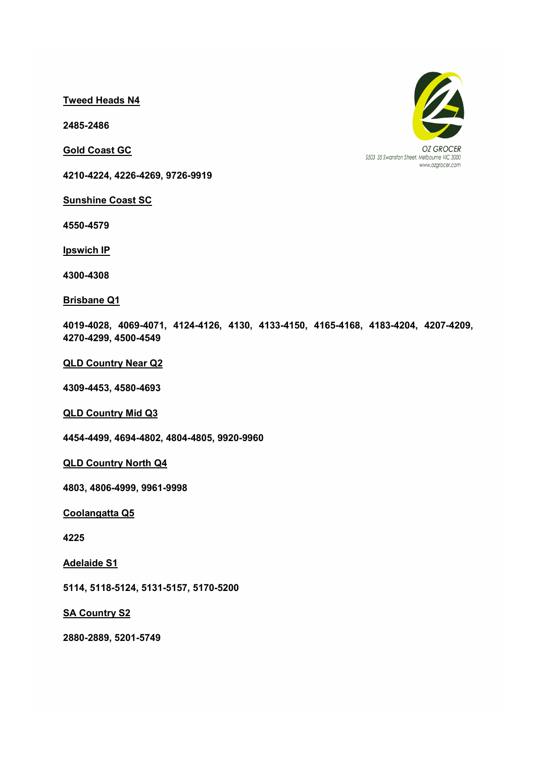OZ GROCER
S503 55 Swanston Street, Melbourne VIC 3000
www.ozgrocer.com

**Tweed Heads N4**

**2485-2486**

**Gold Coast GC**

**4210-4224, 4226-4269, 9726-9919**

**Sunshine Coast SC**

**4550-4579**

**Ipswich IP**

**4300-4308**

**Brisbane Q1**

**4019-4028, 4069-4071, 4124-4126, 4130, 4133-4150, 4165-4168, 4183-4204, 4207-4209, 4270-4299, 4500-4549**

**QLD Country Near Q2**

**4309-4453, 4580-4693**

**QLD Country Mid Q3**

**4454-4499, 4694-4802, 4804-4805, 9920-9960**

**QLD Country North Q4**

**4803, 4806-4999, 9961-9998**

**Coolangatta Q5**

**4225**

**Adelaide S1**

**5114, 5118-5124, 5131-5157, 5170-5200**

**SA Country S2**

**2880-2889, 5201-5749**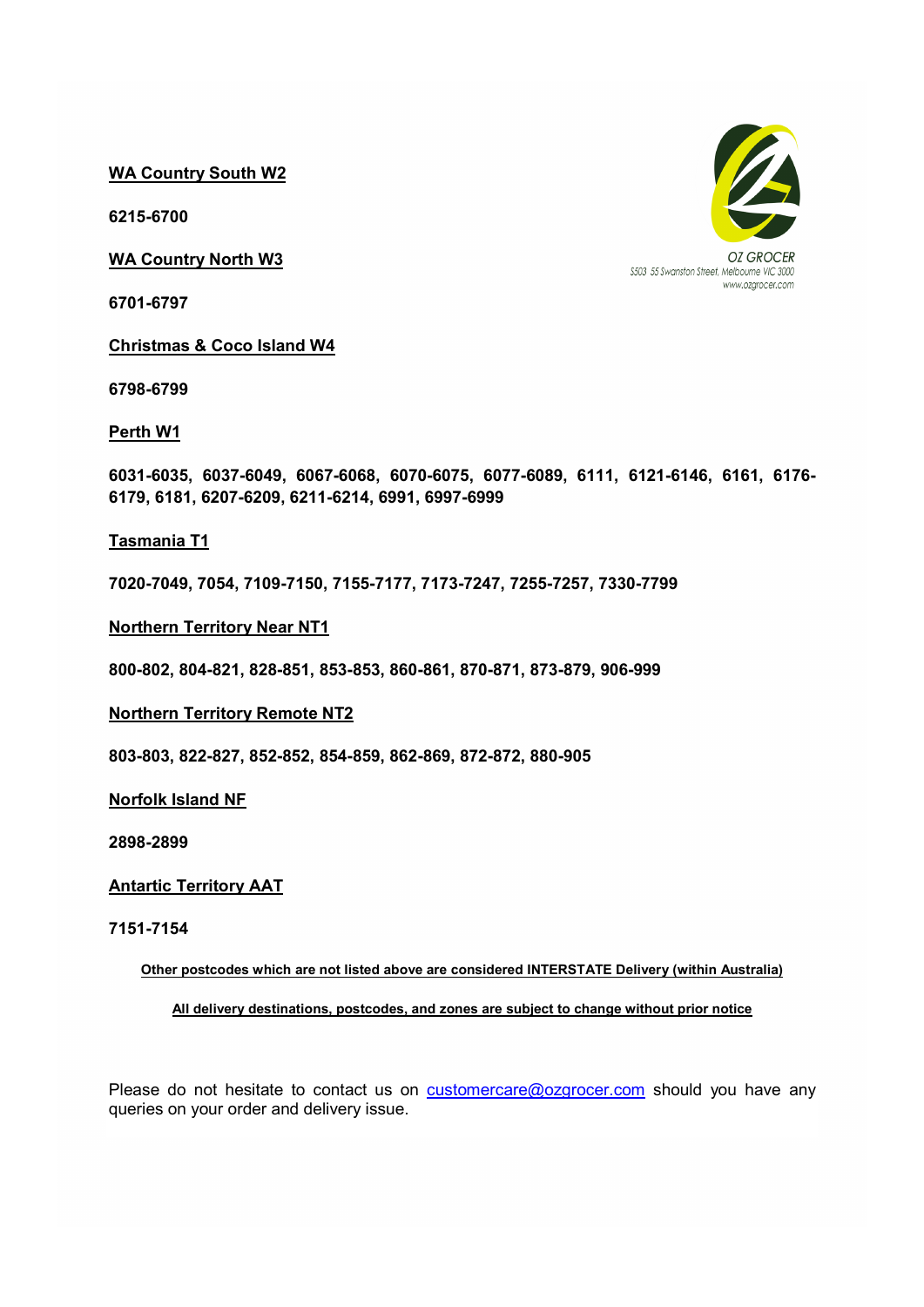**OZ GROCER**
S503 55 Swanston Street, Melbourne VIC 3000
www.ozgrocer.com

**WA Country South W2**

**6215-6700**

**WA Country North W3**

**6701-6797**

**Christmas & Coco Island W4**

**6798-6799**

**Perth W1**

**6031-6035, 6037-6049, 6067-6068, 6070-6075, 6077-6089, 6111, 6121-6146, 6161, 6176-6179, 6181, 6207-6209, 6211-6214, 6991, 6997-6999**

**Tasmania T1**

**7020-7049, 7054, 7109-7150, 7155-7177, 7173-7247, 7255-7257, 7330-7799**

**Northern Territory Near NT1**

**800-802, 804-821, 828-851, 853-853, 860-861, 870-871, 873-879, 906-999**

**Northern Territory Remote NT2**

**803-803, 822-827, 852-852, 854-859, 862-869, 872-872, 880-905**

**Norfolk Island NF**

**2898-2899**

**Antartic Territory AAT**

**7151-7154**

**Other postcodes which are not listed above are considered INTERSTATE Delivery (within Australia)**

**All delivery destinations, postcodes, and zones are subject to change without prior notice**

Please do not hesitate to contact us on customercare@ozgrocer.com should you have any queries on your order and delivery issue.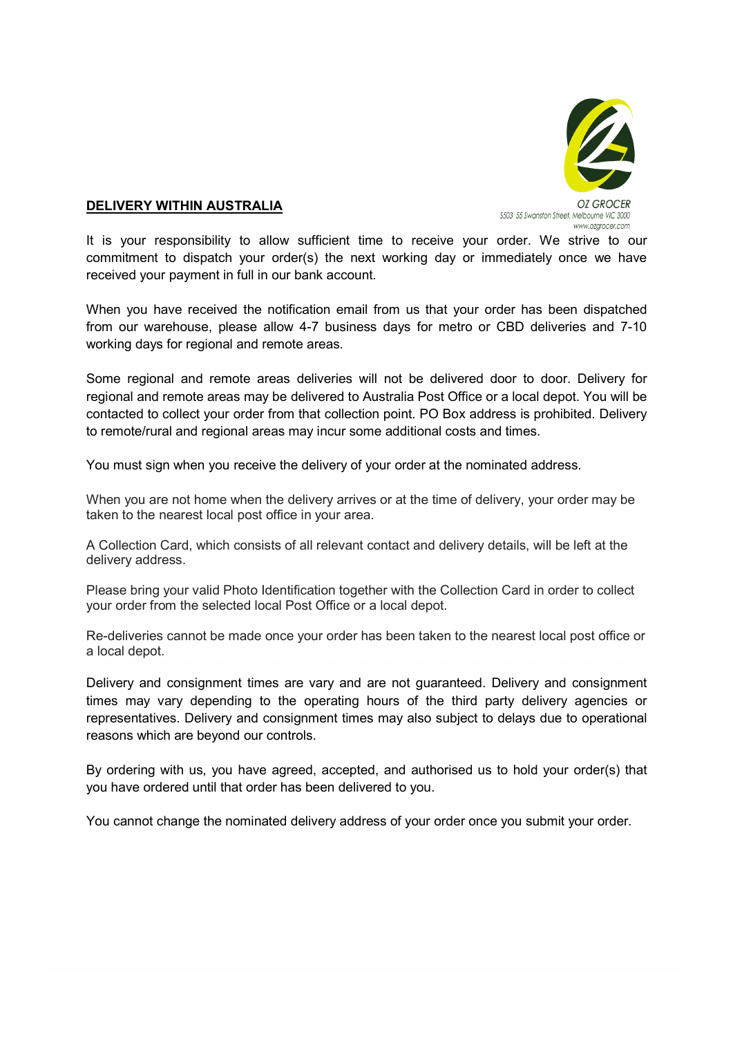OZ GROCER
S503 55 Swanston Street, Melbourne VIC 3000
www.ozgrocer.com

## DELIVERY WITHIN AUSTRALIA

It is your responsibility to allow sufficient time to receive your order. We strive to our commitment to dispatch your order(s) the next working day or immediately once we have received your payment in full in our bank account.

When you have received the notification email from us that your order has been dispatched from our warehouse, please allow 4-7 business days for metro or CBD deliveries and 7-10 working days for regional and remote areas.

Some regional and remote areas deliveries will not be delivered door to door. Delivery for regional and remote areas may be delivered to Australia Post Office or a local depot. You will be contacted to collect your order from that collection point. PO Box address is prohibited. Delivery to remote/rural and regional areas may incur some additional costs and times.

You must sign when you receive the delivery of your order at the nominated address.

When you are not home when the delivery arrives or at the time of delivery, your order may be taken to the nearest local post office in your area.

A Collection Card, which consists of all relevant contact and delivery details, will be left at the delivery address.

Please bring your valid Photo Identification together with the Collection Card in order to collect your order from the selected local Post Office or a local depot.

Re-deliveries cannot be made once your order has been taken to the nearest local post office or a local depot.

Delivery and consignment times are vary and are not guaranteed. Delivery and consignment times may vary depending to the operating hours of the third party delivery agencies or representatives. Delivery and consignment times may also subject to delays due to operational reasons which are beyond our controls.

By ordering with us, you have agreed, accepted, and authorised us to hold your order(s) that you have ordered until that order has been delivered to you.

You cannot change the nominated delivery address of your order once you submit your order.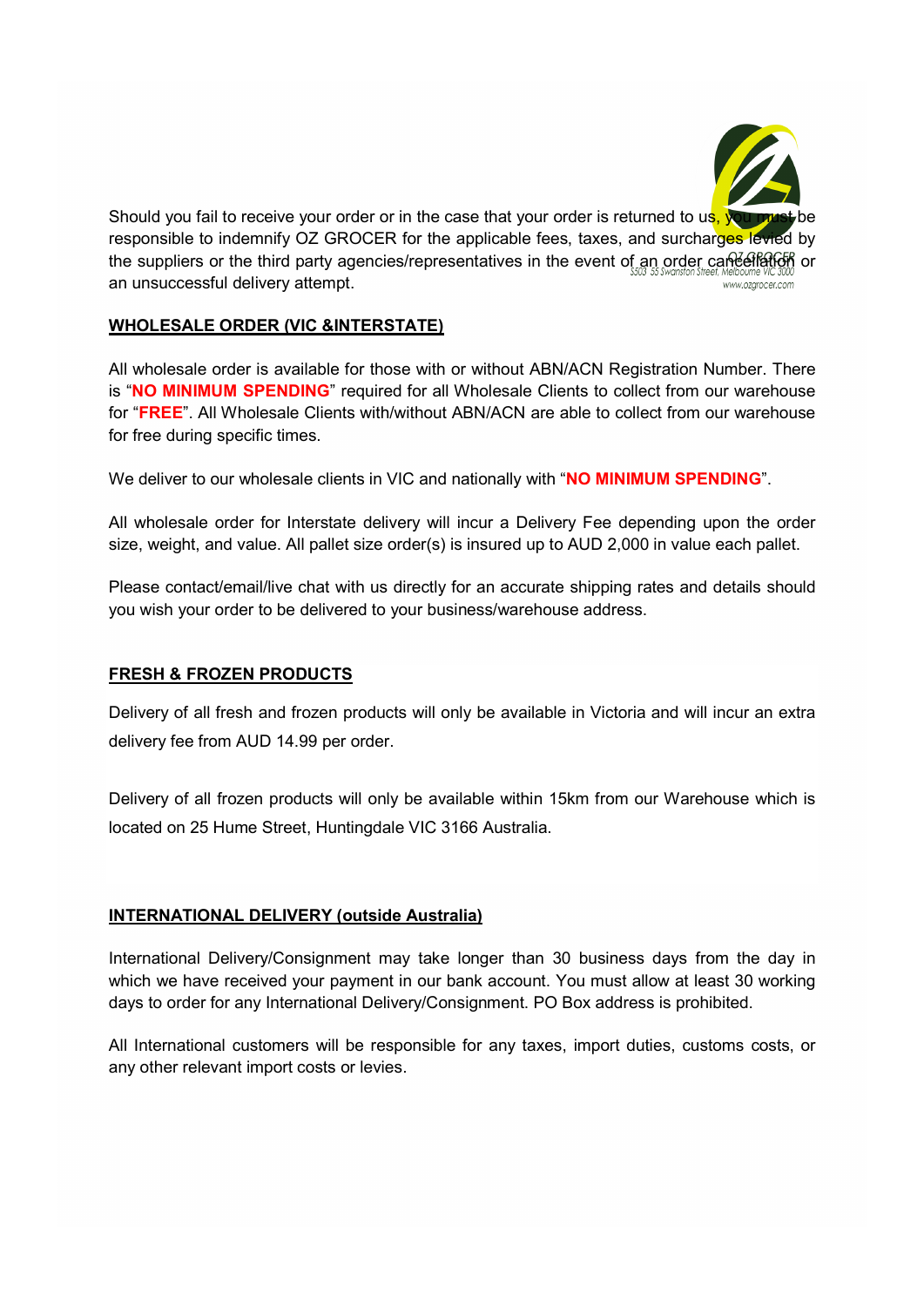Should you fail to receive your order or in the case that your order is returned to us, you must be responsible to indemnify OZ GROCER for the applicable fees, taxes, and surcharges levied by the suppliers or the third party agencies/representatives in the event of an order cancellation or an unsuccessful delivery attempt.

## WHOLESALE ORDER (VIC &INTERSTATE)

All wholesale order is available for those with or without ABN/ACN Registration Number. There is "**NO MINIMUM SPENDING**" required for all Wholesale Clients to collect from our warehouse for "**FREE**". All Wholesale Clients with/without ABN/ACN are able to collect from our warehouse for free during specific times.

We deliver to our wholesale clients in VIC and nationally with "**NO MINIMUM SPENDING**".

All wholesale order for Interstate delivery will incur a Delivery Fee depending upon the order size, weight, and value. All pallet size order(s) is insured up to AUD 2,000 in value each pallet.

Please contact/email/live chat with us directly for an accurate shipping rates and details should you wish your order to be delivered to your business/warehouse address.

## FRESH & FROZEN PRODUCTS

Delivery of all fresh and frozen products will only be available in Victoria and will incur an extra delivery fee from AUD 14.99 per order.

Delivery of all frozen products will only be available within 15km from our Warehouse which is located on 25 Hume Street, Huntingdale VIC 3166 Australia.

## INTERNATIONAL DELIVERY (outside Australia)

International Delivery/Consignment may take longer than 30 business days from the day in which we have received your payment in our bank account. You must allow at least 30 working days to order for any International Delivery/Consignment. PO Box address is prohibited.

All International customers will be responsible for any taxes, import duties, customs costs, or any other relevant import costs or levies.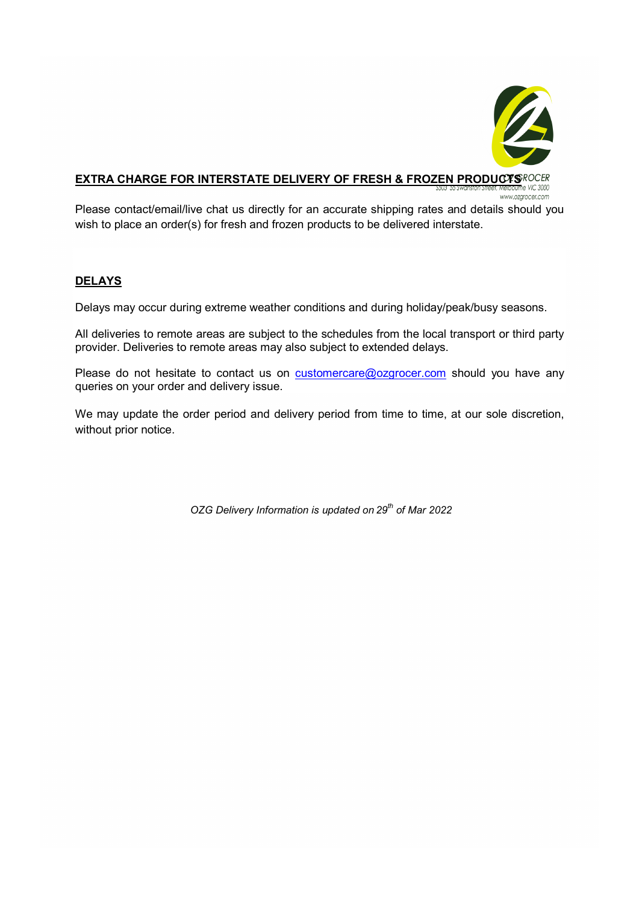**EXTRA CHARGE FOR INTERSTATE DELIVERY OF FRESH & FROZEN PRODUCTS**

Please contact/email/live chat us directly for an accurate shipping rates and details should you wish to place an order(s) for fresh and frozen products to be delivered interstate.

**DELAYS**

Delays may occur during extreme weather conditions and during holiday/peak/busy seasons.

All deliveries to remote areas are subject to the schedules from the local transport or third party provider. Deliveries to remote areas may also subject to extended delays.

Please do not hesitate to contact us on customercare@ozgrocer.com should you have any queries on your order and delivery issue.

We may update the order period and delivery period from time to time, at our sole discretion, without prior notice.

*OZG Delivery Information is updated on 29th of Mar 2022*